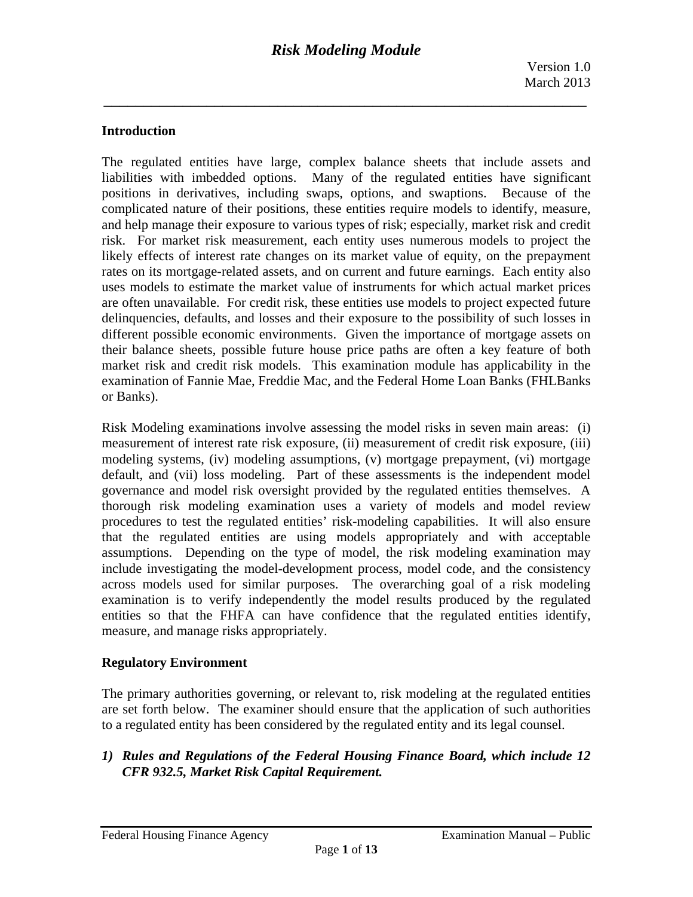# Risk Modeling Module

Version 1.0
March 2013

## Introduction

The regulated entities have large, complex balance sheets that include assets and liabilities with imbedded options. Many of the regulated entities have significant positions in derivatives, including swaps, options, and swaptions. Because of the complicated nature of their positions, these entities require models to identify, measure, and help manage their exposure to various types of risk; especially, market risk and credit risk. For market risk measurement, each entity uses numerous models to project the likely effects of interest rate changes on its market value of equity, on the prepayment rates on its mortgage-related assets, and on current and future earnings. Each entity also uses models to estimate the market value of instruments for which actual market prices are often unavailable. For credit risk, these entities use models to project expected future delinquencies, defaults, and losses and their exposure to the possibility of such losses in different possible economic environments. Given the importance of mortgage assets on their balance sheets, possible future house price paths are often a key feature of both market risk and credit risk models. This examination module has applicability in the examination of Fannie Mae, Freddie Mac, and the Federal Home Loan Banks (FHLBanks or Banks).

Risk Modeling examinations involve assessing the model risks in seven main areas: (i) measurement of interest rate risk exposure, (ii) measurement of credit risk exposure, (iii) modeling systems, (iv) modeling assumptions, (v) mortgage prepayment, (vi) mortgage default, and (vii) loss modeling. Part of these assessments is the independent model governance and model risk oversight provided by the regulated entities themselves. A thorough risk modeling examination uses a variety of models and model review procedures to test the regulated entities' risk-modeling capabilities. It will also ensure that the regulated entities are using models appropriately and with acceptable assumptions. Depending on the type of model, the risk modeling examination may include investigating the model-development process, model code, and the consistency across models used for similar purposes. The overarching goal of a risk modeling examination is to verify independently the model results produced by the regulated entities so that the FHFA can have confidence that the regulated entities identify, measure, and manage risks appropriately.

## Regulatory Environment

The primary authorities governing, or relevant to, risk modeling at the regulated entities are set forth below. The examiner should ensure that the application of such authorities to a regulated entity has been considered by the regulated entity and its legal counsel.

1) ***Rules and Regulations of the Federal Housing Finance Board, which include 12 CFR 932.5, Market Risk Capital Requirement.***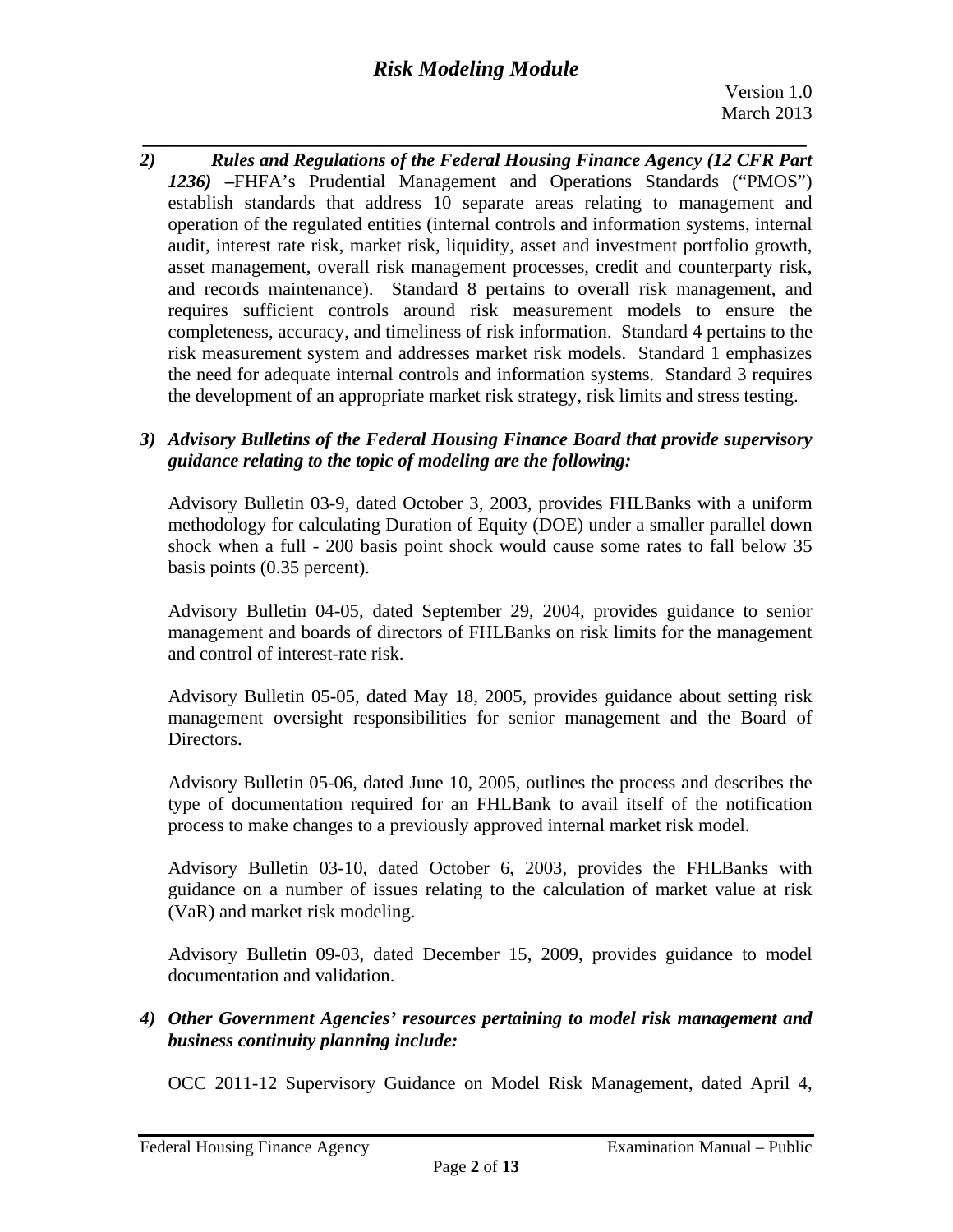2) ***Rules and Regulations of the Federal Housing Finance Agency (12 CFR Part 1236)*** **–**FHFA's Prudential Management and Operations Standards ("PMOS") establish standards that address 10 separate areas relating to management and operation of the regulated entities (internal controls and information systems, internal audit, interest rate risk, market risk, liquidity, asset and investment portfolio growth, asset management, overall risk management processes, credit and counterparty risk, and records maintenance). Standard 8 pertains to overall risk management, and requires sufficient controls around risk measurement models to ensure the completeness, accuracy, and timeliness of risk information. Standard 4 pertains to the risk measurement system and addresses market risk models. Standard 1 emphasizes the need for adequate internal controls and information systems. Standard 3 requires the development of an appropriate market risk strategy, risk limits and stress testing.

3) ***Advisory Bulletins of the Federal Housing Finance Board that provide supervisory guidance relating to the topic of modeling are the following:***

   Advisory Bulletin 03-9, dated October 3, 2003, provides FHLBanks with a uniform methodology for calculating Duration of Equity (DOE) under a smaller parallel down shock when a full - 200 basis point shock would cause some rates to fall below 35 basis points (0.35 percent).

   Advisory Bulletin 04-05, dated September 29, 2004, provides guidance to senior management and boards of directors of FHLBanks on risk limits for the management and control of interest-rate risk.

   Advisory Bulletin 05-05, dated May 18, 2005, provides guidance about setting risk management oversight responsibilities for senior management and the Board of Directors.

   Advisory Bulletin 05-06, dated June 10, 2005, outlines the process and describes the type of documentation required for an FHLBank to avail itself of the notification process to make changes to a previously approved internal market risk model.

   Advisory Bulletin 03-10, dated October 6, 2003, provides the FHLBanks with guidance on a number of issues relating to the calculation of market value at risk (VaR) and market risk modeling.

   Advisory Bulletin 09-03, dated December 15, 2009, provides guidance to model documentation and validation.

4) ***Other Government Agencies' resources pertaining to model risk management and business continuity planning include:***

   OCC 2011-12 Supervisory Guidance on Model Risk Management, dated April 4,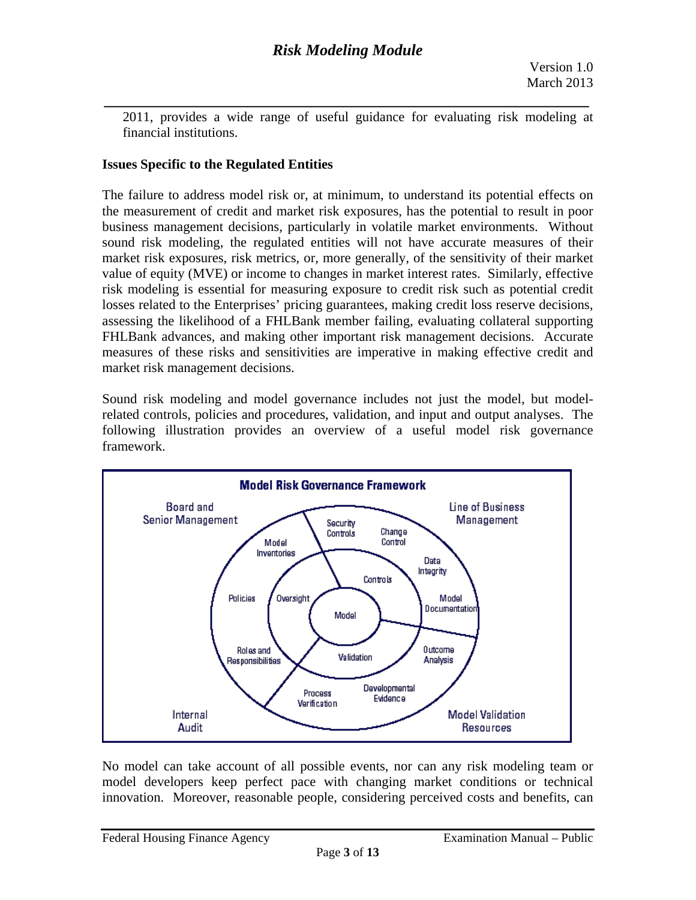2011, provides a wide range of useful guidance for evaluating risk modeling at financial institutions.

**Issues Specific to the Regulated Entities**

The failure to address model risk or, at minimum, to understand its potential effects on the measurement of credit and market risk exposures, has the potential to result in poor business management decisions, particularly in volatile market environments. Without sound risk modeling, the regulated entities will not have accurate measures of their market risk exposures, risk metrics, or, more generally, of the sensitivity of their market value of equity (MVE) or income to changes in market interest rates. Similarly, effective risk modeling is essential for measuring exposure to credit risk such as potential credit losses related to the Enterprises' pricing guarantees, making credit loss reserve decisions, assessing the likelihood of a FHLBank member failing, evaluating collateral supporting FHLBank advances, and making other important risk management decisions. Accurate measures of these risks and sensitivities are imperative in making effective credit and market risk management decisions.

Sound risk modeling and model governance includes not just the model, but model-related controls, policies and procedures, validation, and input and output analyses. The following illustration provides an overview of a useful model risk governance framework.

**Model Risk Governance Framework**

No model can take account of all possible events, nor can any risk modeling team or model developers keep perfect pace with changing market conditions or technical innovation. Moreover, reasonable people, considering perceived costs and benefits, can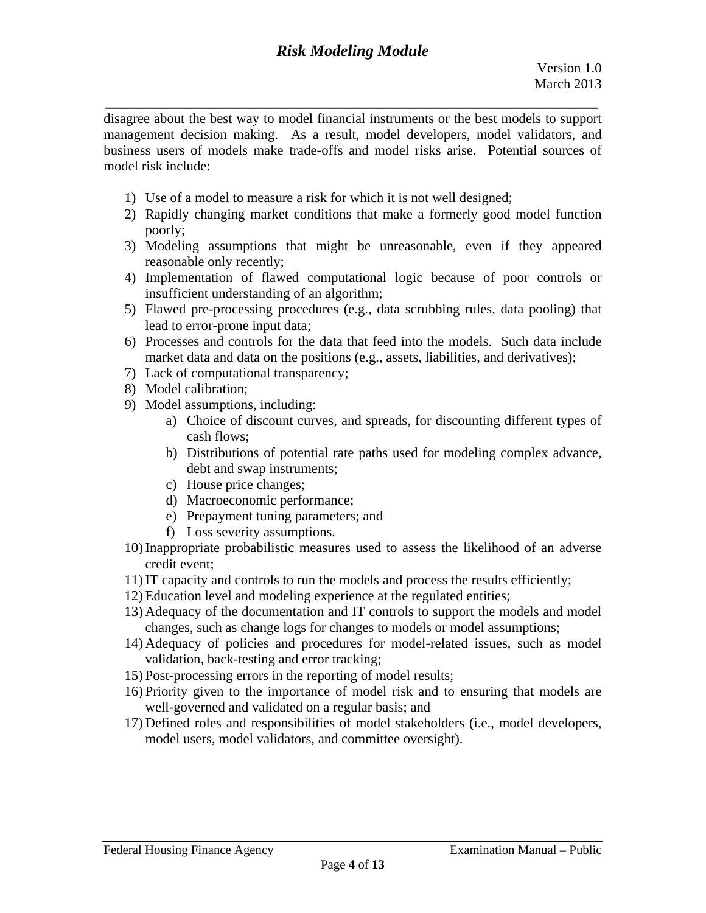disagree about the best way to model financial instruments or the best models to support management decision making. As a result, model developers, model validators, and business users of models make trade-offs and model risks arise. Potential sources of model risk include:

1) Use of a model to measure a risk for which it is not well designed;
2) Rapidly changing market conditions that make a formerly good model function poorly;
3) Modeling assumptions that might be unreasonable, even if they appeared reasonable only recently;
4) Implementation of flawed computational logic because of poor controls or insufficient understanding of an algorithm;
5) Flawed pre-processing procedures (e.g., data scrubbing rules, data pooling) that lead to error-prone input data;
6) Processes and controls for the data that feed into the models. Such data include market data and data on the positions (e.g., assets, liabilities, and derivatives);
7) Lack of computational transparency;
8) Model calibration;
9) Model assumptions, including:
    a) Choice of discount curves, and spreads, for discounting different types of cash flows;
    b) Distributions of potential rate paths used for modeling complex advance, debt and swap instruments;
    c) House price changes;
    d) Macroeconomic performance;
    e) Prepayment tuning parameters; and
    f) Loss severity assumptions.
10) Inappropriate probabilistic measures used to assess the likelihood of an adverse credit event;
11) IT capacity and controls to run the models and process the results efficiently;
12) Education level and modeling experience at the regulated entities;
13) Adequacy of the documentation and IT controls to support the models and model changes, such as change logs for changes to models or model assumptions;
14) Adequacy of policies and procedures for model-related issues, such as model validation, back-testing and error tracking;
15) Post-processing errors in the reporting of model results;
16) Priority given to the importance of model risk and to ensuring that models are well-governed and validated on a regular basis; and
17) Defined roles and responsibilities of model stakeholders (i.e., model developers, model users, model validators, and committee oversight).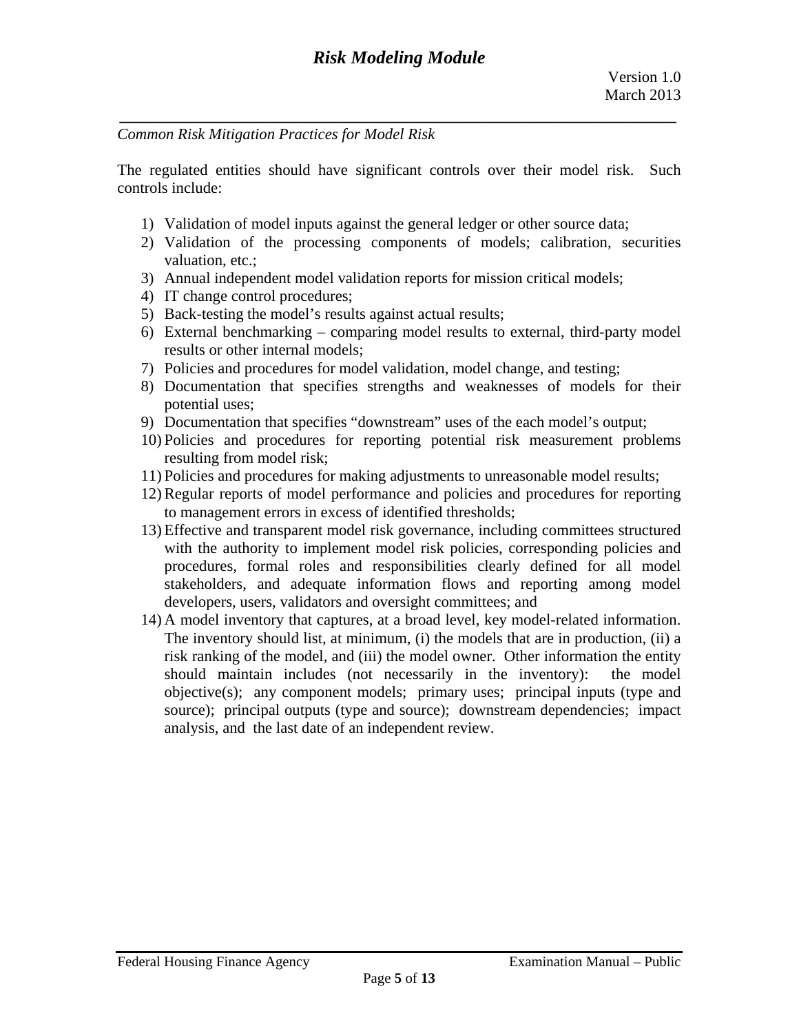*Common Risk Mitigation Practices for Model Risk*

The regulated entities should have significant controls over their model risk. Such controls include:

1) Validation of model inputs against the general ledger or other source data;
2) Validation of the processing components of models; calibration, securities valuation, etc.;
3) Annual independent model validation reports for mission critical models;
4) IT change control procedures;
5) Back-testing the model's results against actual results;
6) External benchmarking – comparing model results to external, third-party model results or other internal models;
7) Policies and procedures for model validation, model change, and testing;
8) Documentation that specifies strengths and weaknesses of models for their potential uses;
9) Documentation that specifies "downstream" uses of the each model's output;
10) Policies and procedures for reporting potential risk measurement problems resulting from model risk;
11) Policies and procedures for making adjustments to unreasonable model results;
12) Regular reports of model performance and policies and procedures for reporting to management errors in excess of identified thresholds;
13) Effective and transparent model risk governance, including committees structured with the authority to implement model risk policies, corresponding policies and procedures, formal roles and responsibilities clearly defined for all model stakeholders, and adequate information flows and reporting among model developers, users, validators and oversight committees; and
14) A model inventory that captures, at a broad level, key model-related information. The inventory should list, at minimum, (i) the models that are in production, (ii) a risk ranking of the model, and (iii) the model owner. Other information the entity should maintain includes (not necessarily in the inventory): the model objective(s); any component models; primary uses; principal inputs (type and source); principal outputs (type and source); downstream dependencies; impact analysis, and the last date of an independent review.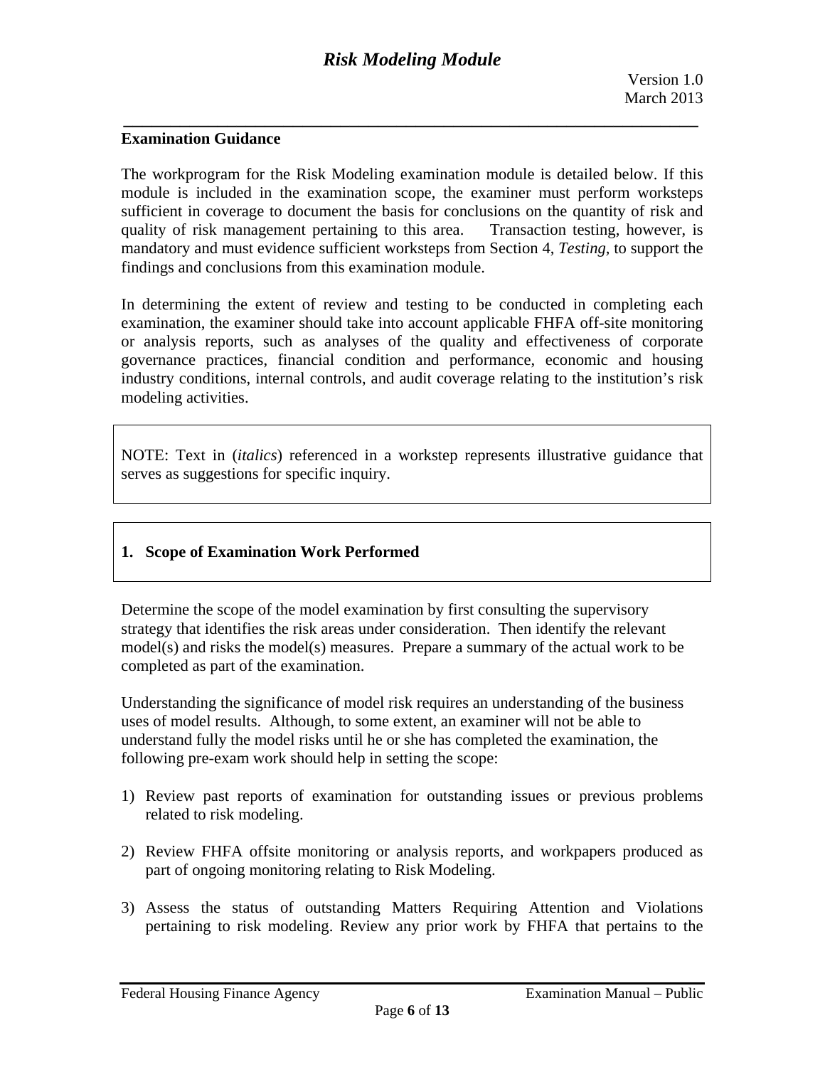## Examination Guidance

The workprogram for the Risk Modeling examination module is detailed below. If this module is included in the examination scope, the examiner must perform worksteps sufficient in coverage to document the basis for conclusions on the quantity of risk and quality of risk management pertaining to this area. Transaction testing, however, is mandatory and must evidence sufficient worksteps from Section 4, *Testing,* to support the findings and conclusions from this examination module.

In determining the extent of review and testing to be conducted in completing each examination, the examiner should take into account applicable FHFA off-site monitoring or analysis reports, such as analyses of the quality and effectiveness of corporate governance practices, financial condition and performance, economic and housing industry conditions, internal controls, and audit coverage relating to the institution's risk modeling activities.

> NOTE: Text in (*italics*) referenced in a workstep represents illustrative guidance that serves as suggestions for specific inquiry.

### 1. Scope of Examination Work Performed

Determine the scope of the model examination by first consulting the supervisory strategy that identifies the risk areas under consideration. Then identify the relevant model(s) and risks the model(s) measures. Prepare a summary of the actual work to be completed as part of the examination.

Understanding the significance of model risk requires an understanding of the business uses of model results. Although, to some extent, an examiner will not be able to understand fully the model risks until he or she has completed the examination, the following pre-exam work should help in setting the scope:

1) Review past reports of examination for outstanding issues or previous problems related to risk modeling.

2) Review FHFA offsite monitoring or analysis reports, and workpapers produced as part of ongoing monitoring relating to Risk Modeling.

3) Assess the status of outstanding Matters Requiring Attention and Violations pertaining to risk modeling. Review any prior work by FHFA that pertains to the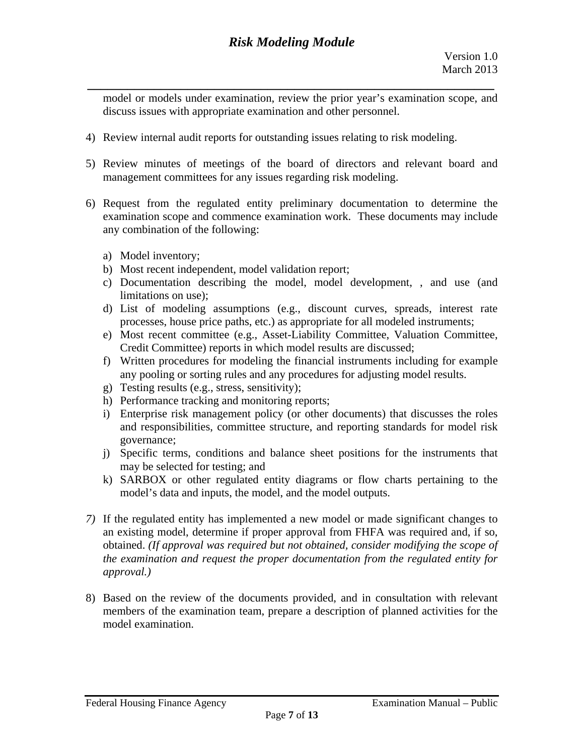model or models under examination, review the prior year's examination scope, and discuss issues with appropriate examination and other personnel.

4) Review internal audit reports for outstanding issues relating to risk modeling.

5) Review minutes of meetings of the board of directors and relevant board and management committees for any issues regarding risk modeling.

6) Request from the regulated entity preliminary documentation to determine the examination scope and commence examination work. These documents may include any combination of the following:

   a) Model inventory;
   b) Most recent independent, model validation report;
   c) Documentation describing the model, model development, , and use (and limitations on use);
   d) List of modeling assumptions (e.g., discount curves, spreads, interest rate processes, house price paths, etc.) as appropriate for all modeled instruments;
   e) Most recent committee (e.g., Asset-Liability Committee, Valuation Committee, Credit Committee) reports in which model results are discussed;
   f) Written procedures for modeling the financial instruments including for example any pooling or sorting rules and any procedures for adjusting model results.
   g) Testing results (e.g., stress, sensitivity);
   h) Performance tracking and monitoring reports;
   i) Enterprise risk management policy (or other documents) that discusses the roles and responsibilities, committee structure, and reporting standards for model risk governance;
   j) Specific terms, conditions and balance sheet positions for the instruments that may be selected for testing; and
   k) SARBOX or other regulated entity diagrams or flow charts pertaining to the model's data and inputs, the model, and the model outputs.

7) If the regulated entity has implemented a new model or made significant changes to an existing model, determine if proper approval from FHFA was required and, if so, obtained. *(If approval was required but not obtained, consider modifying the scope of the examination and request the proper documentation from the regulated entity for approval.)*

8) Based on the review of the documents provided, and in consultation with relevant members of the examination team, prepare a description of planned activities for the model examination.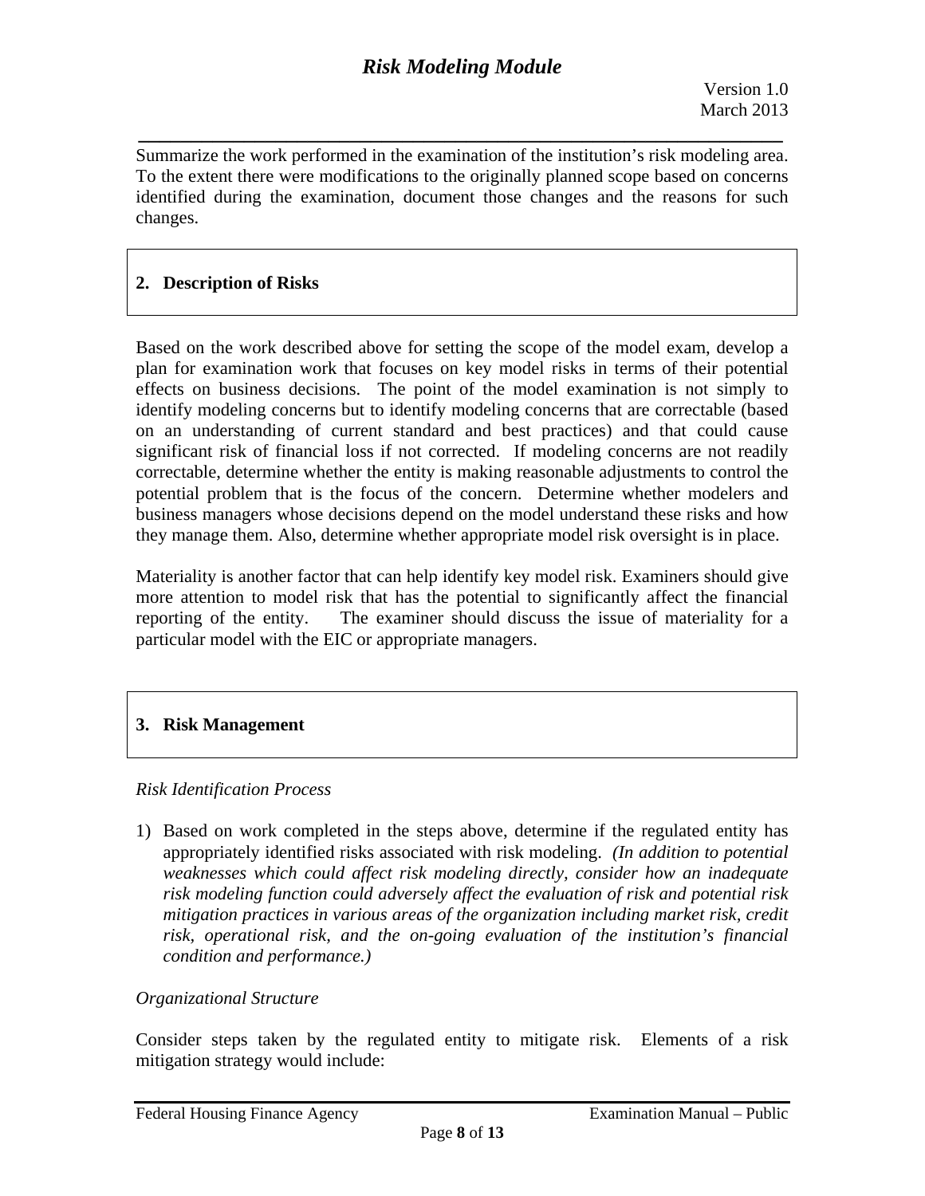Summarize the work performed in the examination of the institution's risk modeling area. To the extent there were modifications to the originally planned scope based on concerns identified during the examination, document those changes and the reasons for such changes.

## 2. Description of Risks

Based on the work described above for setting the scope of the model exam, develop a plan for examination work that focuses on key model risks in terms of their potential effects on business decisions. The point of the model examination is not simply to identify modeling concerns but to identify modeling concerns that are correctable (based on an understanding of current standard and best practices) and that could cause significant risk of financial loss if not corrected. If modeling concerns are not readily correctable, determine whether the entity is making reasonable adjustments to control the potential problem that is the focus of the concern. Determine whether modelers and business managers whose decisions depend on the model understand these risks and how they manage them. Also, determine whether appropriate model risk oversight is in place.

Materiality is another factor that can help identify key model risk. Examiners should give more attention to model risk that has the potential to significantly affect the financial reporting of the entity. The examiner should discuss the issue of materiality for a particular model with the EIC or appropriate managers.

## 3. Risk Management

*Risk Identification Process*

1) Based on work completed in the steps above, determine if the regulated entity has appropriately identified risks associated with risk modeling. *(In addition to potential weaknesses which could affect risk modeling directly, consider how an inadequate risk modeling function could adversely affect the evaluation of risk and potential risk mitigation practices in various areas of the organization including market risk, credit risk, operational risk, and the on-going evaluation of the institution's financial condition and performance.)*

*Organizational Structure*

Consider steps taken by the regulated entity to mitigate risk. Elements of a risk mitigation strategy would include: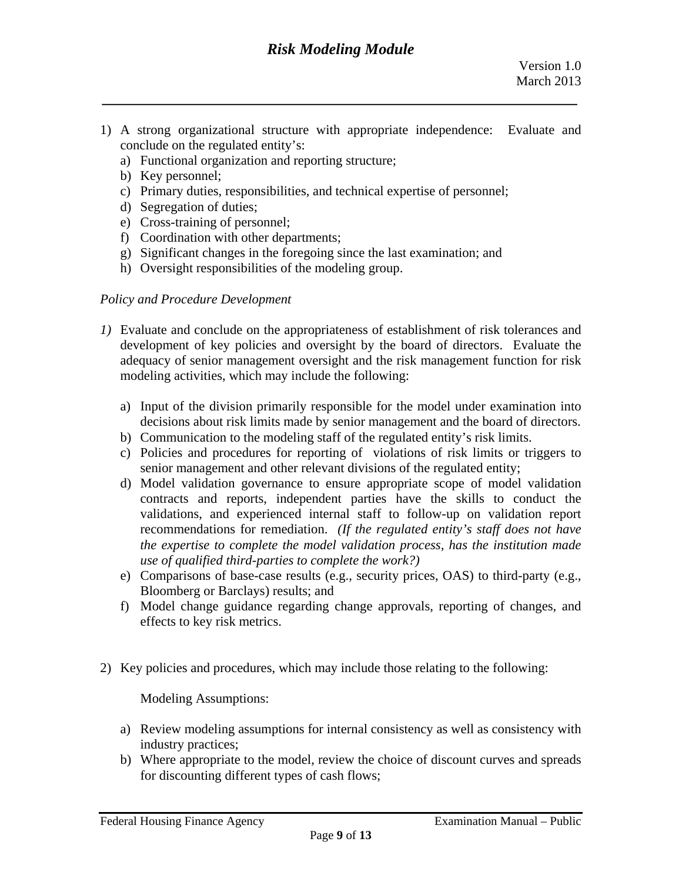1) A strong organizational structure with appropriate independence: Evaluate and conclude on the regulated entity's:
   a) Functional organization and reporting structure;
   b) Key personnel;
   c) Primary duties, responsibilities, and technical expertise of personnel;
   d) Segregation of duties;
   e) Cross-training of personnel;
   f) Coordination with other departments;
   g) Significant changes in the foregoing since the last examination; and
   h) Oversight responsibilities of the modeling group.

*Policy and Procedure Development*

1) Evaluate and conclude on the appropriateness of establishment of risk tolerances and development of key policies and oversight by the board of directors. Evaluate the adequacy of senior management oversight and the risk management function for risk modeling activities, which may include the following:

   a) Input of the division primarily responsible for the model under examination into decisions about risk limits made by senior management and the board of directors.
   b) Communication to the modeling staff of the regulated entity's risk limits.
   c) Policies and procedures for reporting of violations of risk limits or triggers to senior management and other relevant divisions of the regulated entity;
   d) Model validation governance to ensure appropriate scope of model validation contracts and reports, independent parties have the skills to conduct the validations, and experienced internal staff to follow-up on validation report recommendations for remediation. *(If the regulated entity's staff does not have the expertise to complete the model validation process, has the institution made use of qualified third-parties to complete the work?)*
   e) Comparisons of base-case results (e.g., security prices, OAS) to third-party (e.g., Bloomberg or Barclays) results; and
   f) Model change guidance regarding change approvals, reporting of changes, and effects to key risk metrics.

2) Key policies and procedures, which may include those relating to the following:

   Modeling Assumptions:

   a) Review modeling assumptions for internal consistency as well as consistency with industry practices;
   b) Where appropriate to the model, review the choice of discount curves and spreads for discounting different types of cash flows;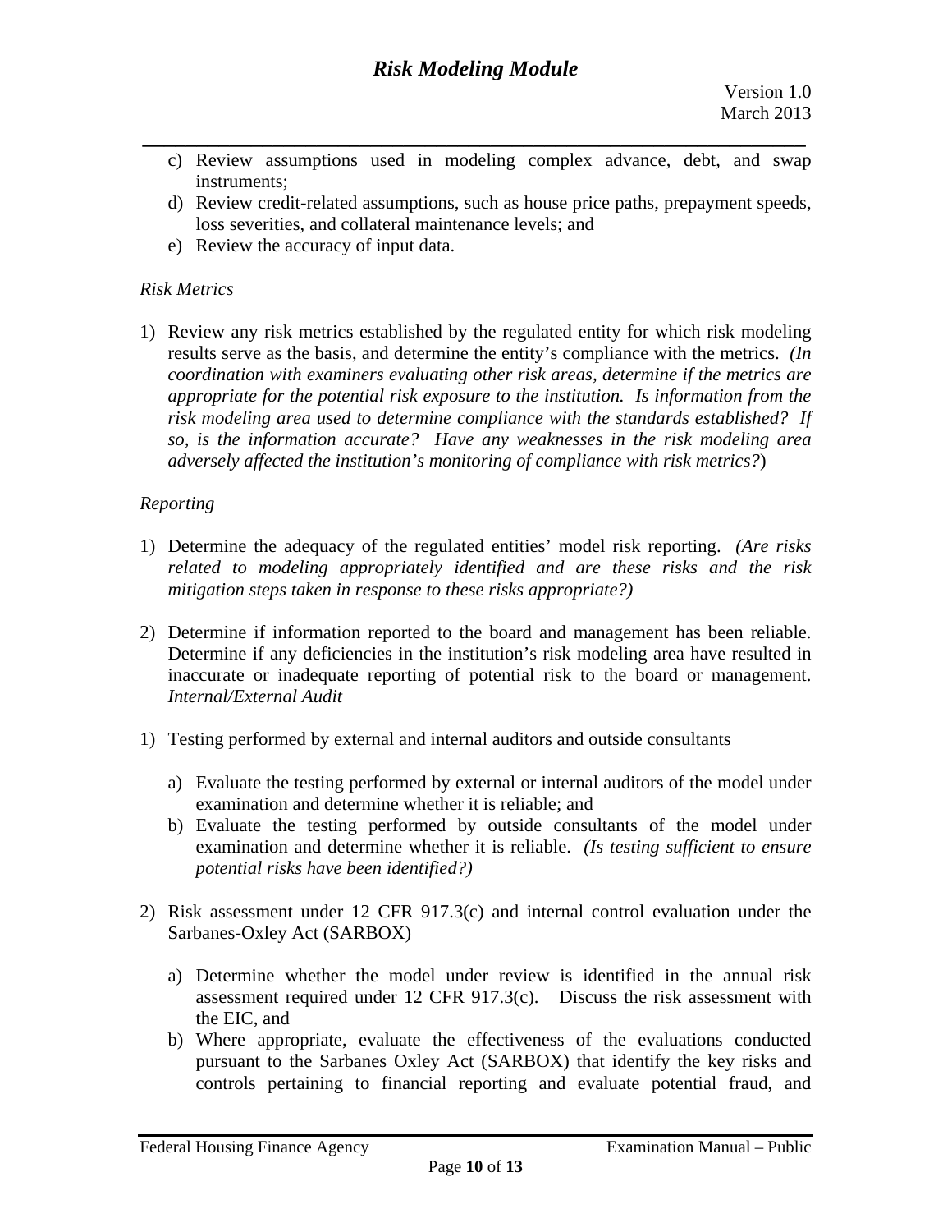c) Review assumptions used in modeling complex advance, debt, and swap instruments;
d) Review credit-related assumptions, such as house price paths, prepayment speeds, loss severities, and collateral maintenance levels; and
e) Review the accuracy of input data.

*Risk Metrics*

1) Review any risk metrics established by the regulated entity for which risk modeling results serve as the basis, and determine the entity's compliance with the metrics. *(In coordination with examiners evaluating other risk areas, determine if the metrics are appropriate for the potential risk exposure to the institution. Is information from the risk modeling area used to determine compliance with the standards established? If so, is the information accurate? Have any weaknesses in the risk modeling area adversely affected the institution's monitoring of compliance with risk metrics?*)

*Reporting*

1) Determine the adequacy of the regulated entities' model risk reporting. *(Are risks related to modeling appropriately identified and are these risks and the risk mitigation steps taken in response to these risks appropriate?)*

2) Determine if information reported to the board and management has been reliable. Determine if any deficiencies in the institution's risk modeling area have resulted in inaccurate or inadequate reporting of potential risk to the board or management.

*Internal/External Audit*

1) Testing performed by external and internal auditors and outside consultants

   a) Evaluate the testing performed by external or internal auditors of the model under examination and determine whether it is reliable; and
   b) Evaluate the testing performed by outside consultants of the model under examination and determine whether it is reliable. *(Is testing sufficient to ensure potential risks have been identified?)*

2) Risk assessment under 12 CFR 917.3(c) and internal control evaluation under the Sarbanes-Oxley Act (SARBOX)

   a) Determine whether the model under review is identified in the annual risk assessment required under 12 CFR 917.3(c). Discuss the risk assessment with the EIC, and
   b) Where appropriate, evaluate the effectiveness of the evaluations conducted pursuant to the Sarbanes Oxley Act (SARBOX) that identify the key risks and controls pertaining to financial reporting and evaluate potential fraud, and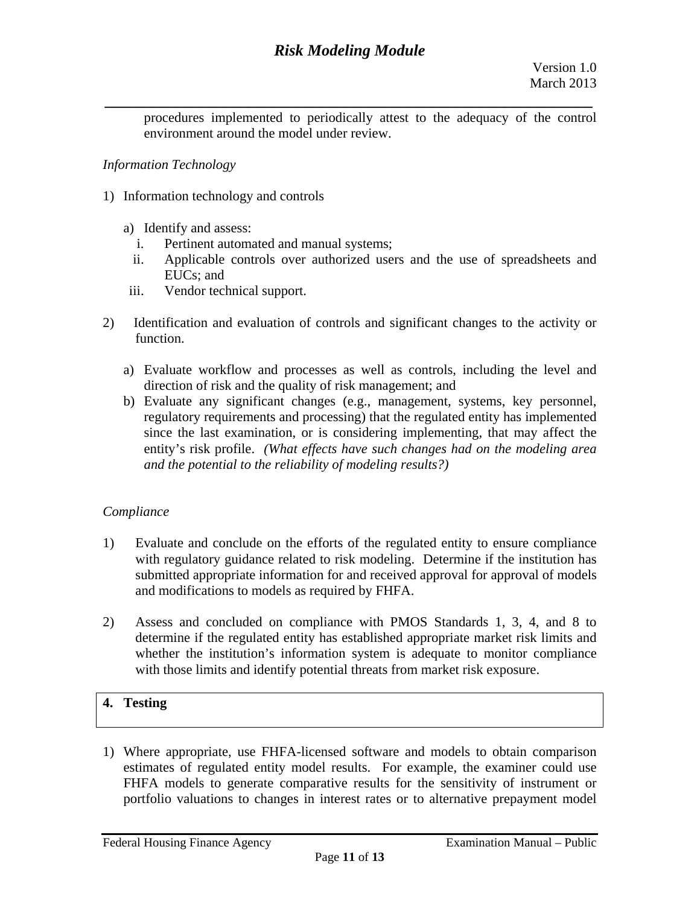procedures implemented to periodically attest to the adequacy of the control environment around the model under review.

*Information Technology*

1) Information technology and controls

   a) Identify and assess:
      i. Pertinent automated and manual systems;
      ii. Applicable controls over authorized users and the use of spreadsheets and EUCs; and
      iii. Vendor technical support.

2) Identification and evaluation of controls and significant changes to the activity or function.

   a) Evaluate workflow and processes as well as controls, including the level and direction of risk and the quality of risk management; and
   b) Evaluate any significant changes (e.g., management, systems, key personnel, regulatory requirements and processing) that the regulated entity has implemented since the last examination, or is considering implementing, that may affect the entity's risk profile. *(What effects have such changes had on the modeling area and the potential to the reliability of modeling results?)*

*Compliance*

1) Evaluate and conclude on the efforts of the regulated entity to ensure compliance with regulatory guidance related to risk modeling. Determine if the institution has submitted appropriate information for and received approval for approval of models and modifications to models as required by FHFA.

2) Assess and concluded on compliance with PMOS Standards 1, 3, 4, and 8 to determine if the regulated entity has established appropriate market risk limits and whether the institution's information system is adequate to monitor compliance with those limits and identify potential threats from market risk exposure.

## 4. Testing

1) Where appropriate, use FHFA-licensed software and models to obtain comparison estimates of regulated entity model results. For example, the examiner could use FHFA models to generate comparative results for the sensitivity of instrument or portfolio valuations to changes in interest rates or to alternative prepayment model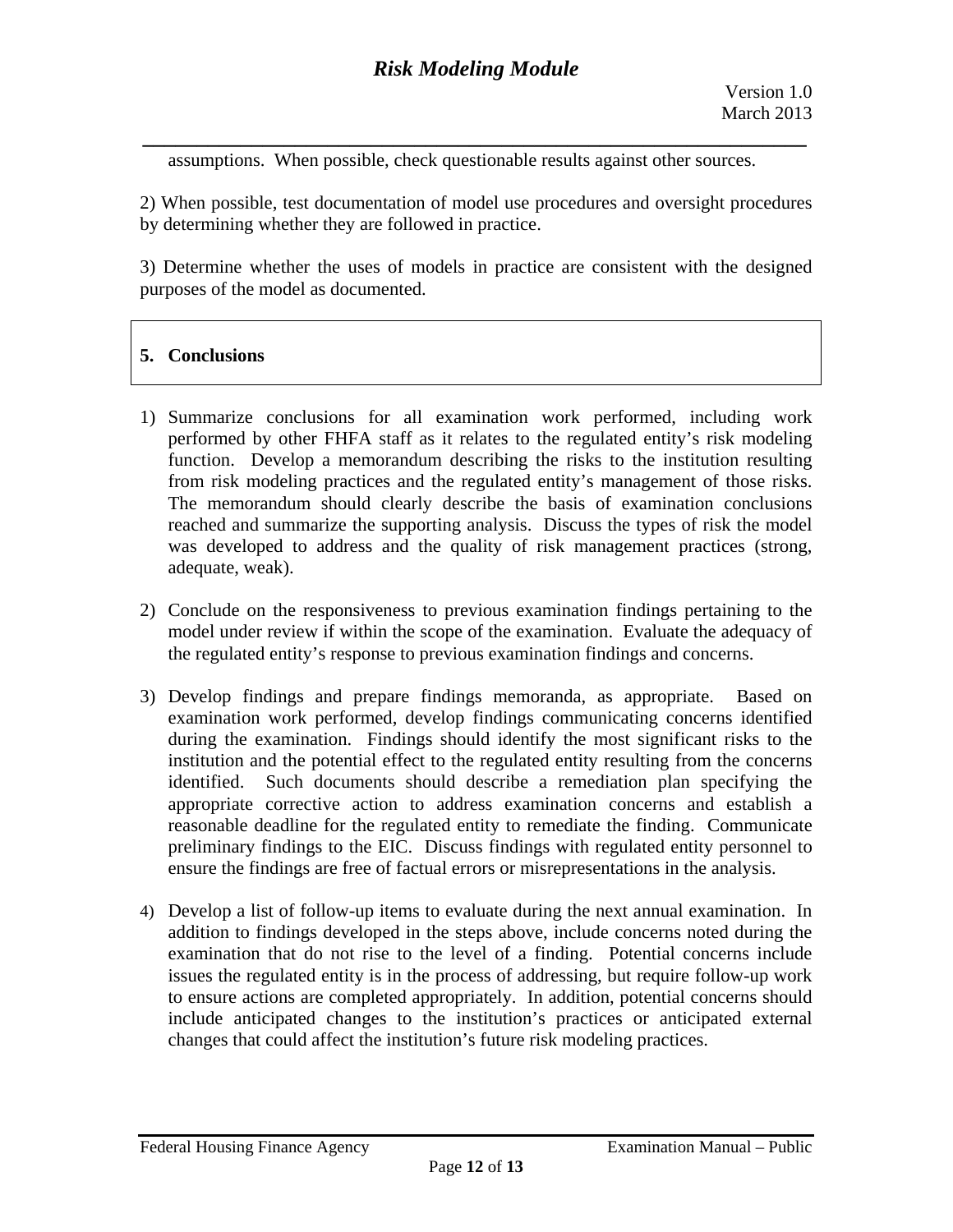assumptions. When possible, check questionable results against other sources.

2) When possible, test documentation of model use procedures and oversight procedures by determining whether they are followed in practice.

3) Determine whether the uses of models in practice are consistent with the designed purposes of the model as documented.

## 5. Conclusions

1) Summarize conclusions for all examination work performed, including work performed by other FHFA staff as it relates to the regulated entity's risk modeling function. Develop a memorandum describing the risks to the institution resulting from risk modeling practices and the regulated entity's management of those risks. The memorandum should clearly describe the basis of examination conclusions reached and summarize the supporting analysis. Discuss the types of risk the model was developed to address and the quality of risk management practices (strong, adequate, weak).

2) Conclude on the responsiveness to previous examination findings pertaining to the model under review if within the scope of the examination. Evaluate the adequacy of the regulated entity's response to previous examination findings and concerns.

3) Develop findings and prepare findings memoranda, as appropriate. Based on examination work performed, develop findings communicating concerns identified during the examination. Findings should identify the most significant risks to the institution and the potential effect to the regulated entity resulting from the concerns identified. Such documents should describe a remediation plan specifying the appropriate corrective action to address examination concerns and establish a reasonable deadline for the regulated entity to remediate the finding. Communicate preliminary findings to the EIC. Discuss findings with regulated entity personnel to ensure the findings are free of factual errors or misrepresentations in the analysis.

4) Develop a list of follow-up items to evaluate during the next annual examination. In addition to findings developed in the steps above, include concerns noted during the examination that do not rise to the level of a finding. Potential concerns include issues the regulated entity is in the process of addressing, but require follow-up work to ensure actions are completed appropriately. In addition, potential concerns should include anticipated changes to the institution's practices or anticipated external changes that could affect the institution's future risk modeling practices.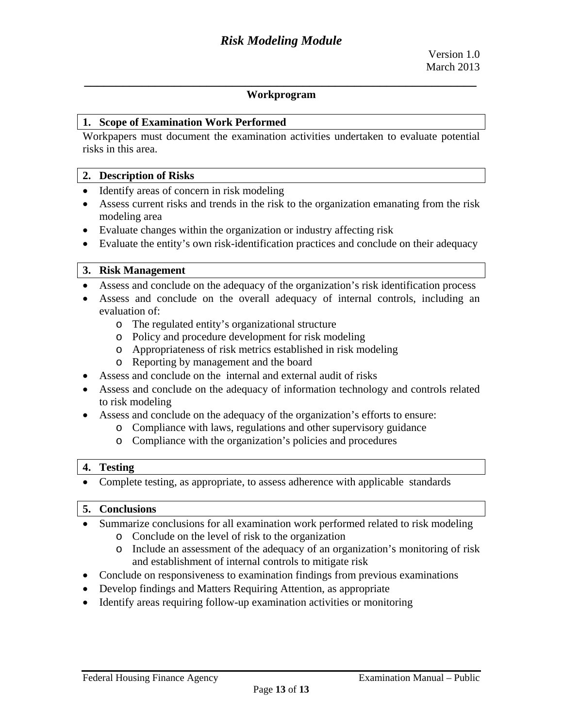## Workprogram

### 1. Scope of Examination Work Performed

Workpapers must document the examination activities undertaken to evaluate potential risks in this area.

### 2. Description of Risks

- Identify areas of concern in risk modeling
- Assess current risks and trends in the risk to the organization emanating from the risk modeling area
- Evaluate changes within the organization or industry affecting risk
- Evaluate the entity's own risk-identification practices and conclude on their adequacy

### 3. Risk Management

- Assess and conclude on the adequacy of the organization's risk identification process
- Assess and conclude on the overall adequacy of internal controls, including an evaluation of:
  - The regulated entity's organizational structure
  - Policy and procedure development for risk modeling
  - Appropriateness of risk metrics established in risk modeling
  - Reporting by management and the board
- Assess and conclude on the internal and external audit of risks
- Assess and conclude on the adequacy of information technology and controls related to risk modeling
- Assess and conclude on the adequacy of the organization's efforts to ensure:
  - Compliance with laws, regulations and other supervisory guidance
  - Compliance with the organization's policies and procedures

### 4. Testing

- Complete testing, as appropriate, to assess adherence with applicable standards

### 5. Conclusions

- Summarize conclusions for all examination work performed related to risk modeling
  - Conclude on the level of risk to the organization
  - Include an assessment of the adequacy of an organization's monitoring of risk and establishment of internal controls to mitigate risk
- Conclude on responsiveness to examination findings from previous examinations
- Develop findings and Matters Requiring Attention, as appropriate
- Identify areas requiring follow-up examination activities or monitoring